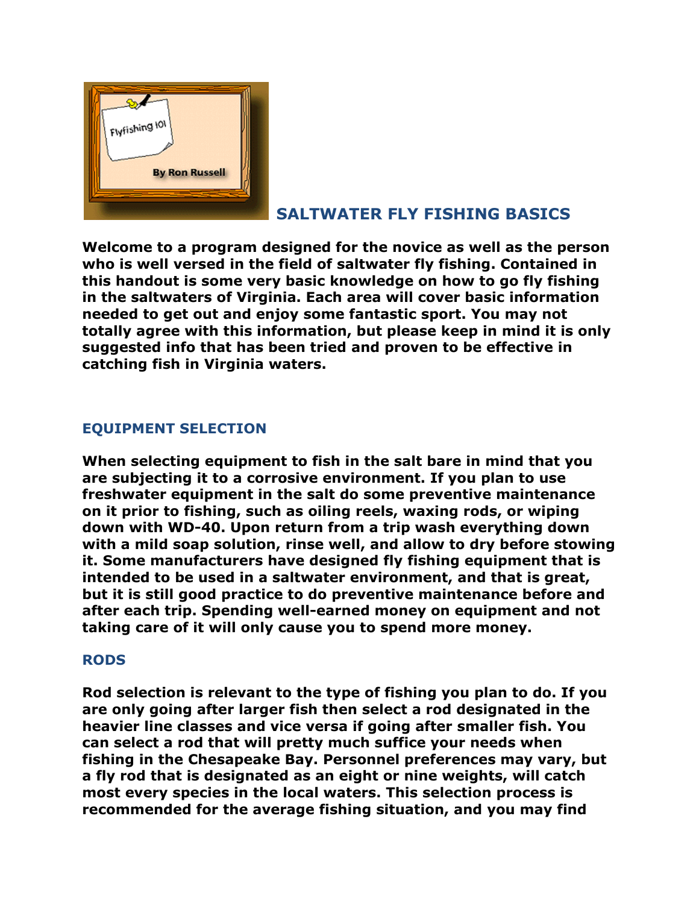# SALTWATER FLY FISHING BASICS

**Welcome to a program designed for the novice as well as the person who is well versed in the field of saltwater fly fishing. Contained in this handout is some very basic knowledge on how to go fly fishing in the saltwaters of Virginia. Each area will cover basic information needed to get out and enjoy some fantastic sport. You may not totally agree with this information, but please keep in mind it is only suggested info that has been tried and proven to be effective in catching fish in Virginia waters.**

## EQUIPMENT SELECTION

**When selecting equipment to fish in the salt bare in mind that you are subjecting it to a corrosive environment. If you plan to use freshwater equipment in the salt do some preventive maintenance on it prior to fishing, such as oiling reels, waxing rods, or wiping down with WD-40. Upon return from a trip wash everything down with a mild soap solution, rinse well, and allow to dry before stowing it. Some manufacturers have designed fly fishing equipment that is intended to be used in a saltwater environment, and that is great, but it is still good practice to do preventive maintenance before and after each trip. Spending well-earned money on equipment and not taking care of it will only cause you to spend more money.**

## RODS

**Rod selection is relevant to the type of fishing you plan to do. If you are only going after larger fish then select a rod designated in the heavier line classes and vice versa if going after smaller fish. You can select a rod that will pretty much suffice your needs when fishing in the Chesapeake Bay. Personnel preferences may vary, but a fly rod that is designated as an eight or nine weights, will catch most every species in the local waters. This selection process is recommended for the average fishing situation, and you may find**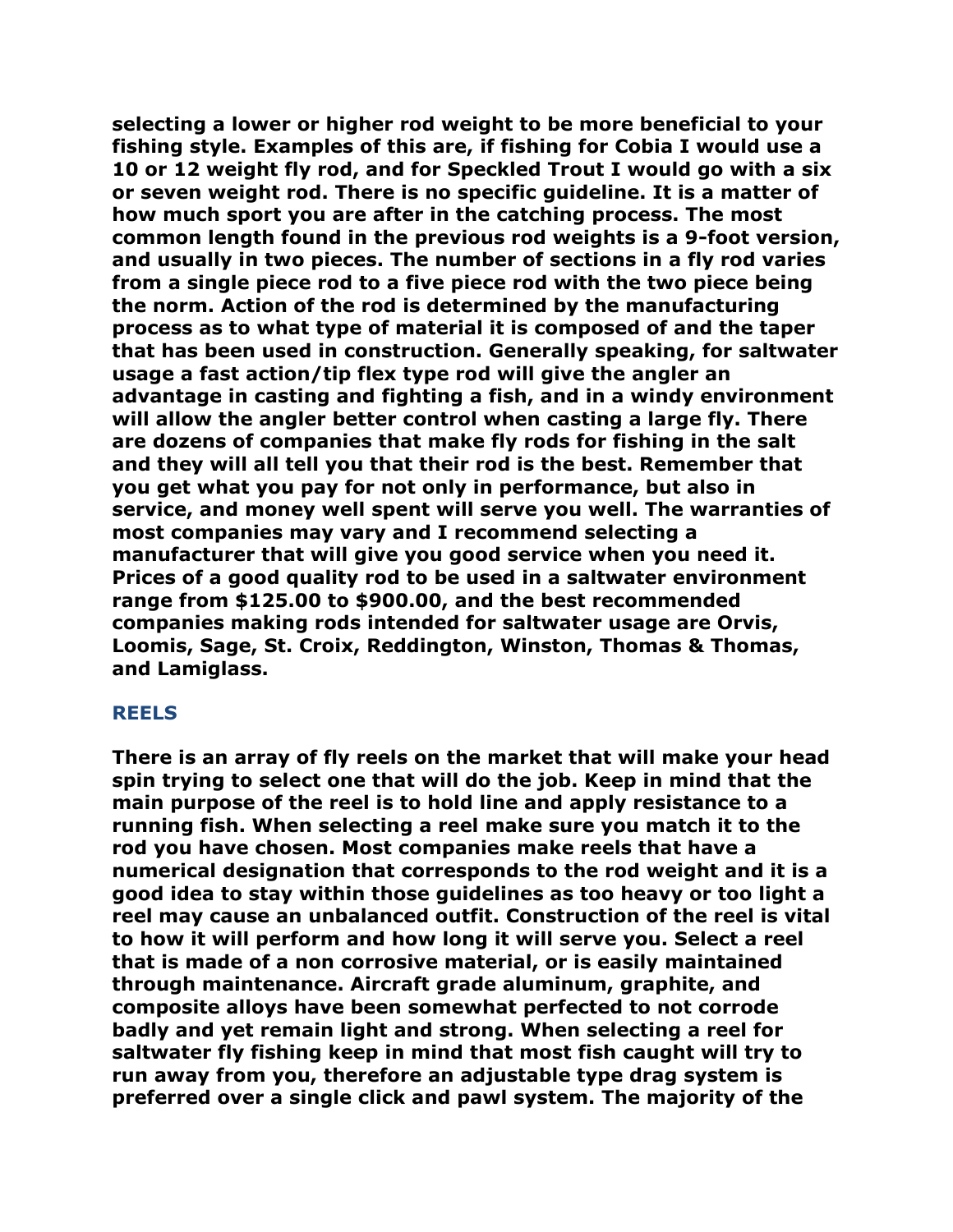**selecting a lower or higher rod weight to be more beneficial to your fishing style. Examples of this are, if fishing for Cobia I would use a 10 or 12 weight fly rod, and for Speckled Trout I would go with a six or seven weight rod. There is no specific guideline. It is a matter of how much sport you are after in the catching process. The most common length found in the previous rod weights is a 9-foot version, and usually in two pieces. The number of sections in a fly rod varies from a single piece rod to a five piece rod with the two piece being the norm. Action of the rod is determined by the manufacturing process as to what type of material it is composed of and the taper that has been used in construction. Generally speaking, for saltwater usage a fast action/tip flex type rod will give the angler an advantage in casting and fighting a fish, and in a windy environment will allow the angler better control when casting a large fly. There are dozens of companies that make fly rods for fishing in the salt and they will all tell you that their rod is the best. Remember that you get what you pay for not only in performance, but also in service, and money well spent will serve you well. The warranties of most companies may vary and I recommend selecting a manufacturer that will give you good service when you need it. Prices of a good quality rod to be used in a saltwater environment range from $125.00 to $900.00, and the best recommended companies making rods intended for saltwater usage are Orvis, Loomis, Sage, St. Croix, Reddington, Winston, Thomas & Thomas, and Lamiglass.**

## REELS

**There is an array of fly reels on the market that will make your head spin trying to select one that will do the job. Keep in mind that the main purpose of the reel is to hold line and apply resistance to a running fish. When selecting a reel make sure you match it to the rod you have chosen. Most companies make reels that have a numerical designation that corresponds to the rod weight and it is a good idea to stay within those guidelines as too heavy or too light a reel may cause an unbalanced outfit. Construction of the reel is vital to how it will perform and how long it will serve you. Select a reel that is made of a non corrosive material, or is easily maintained through maintenance. Aircraft grade aluminum, graphite, and composite alloys have been somewhat perfected to not corrode badly and yet remain light and strong. When selecting a reel for saltwater fly fishing keep in mind that most fish caught will try to run away from you, therefore an adjustable type drag system is preferred over a single click and pawl system. The majority of the**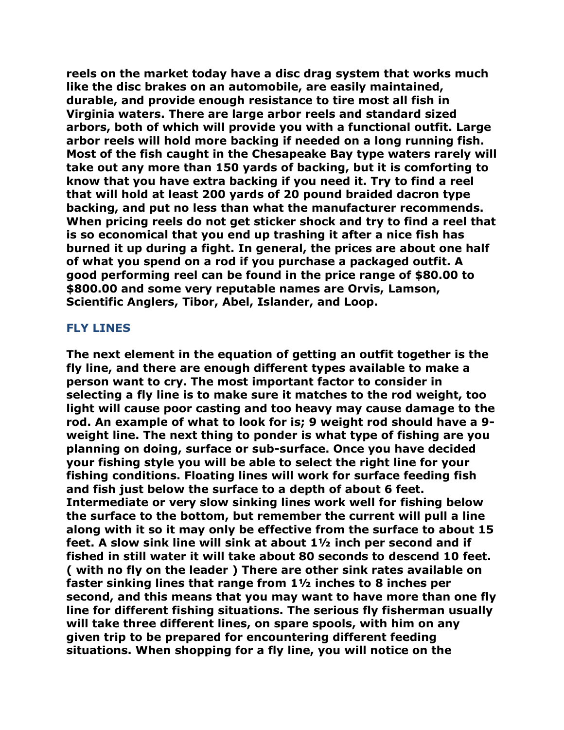**reels on the market today have a disc drag system that works much like the disc brakes on an automobile, are easily maintained, durable, and provide enough resistance to tire most all fish in Virginia waters. There are large arbor reels and standard sized arbors, both of which will provide you with a functional outfit. Large arbor reels will hold more backing if needed on a long running fish. Most of the fish caught in the Chesapeake Bay type waters rarely will take out any more than 150 yards of backing, but it is comforting to know that you have extra backing if you need it. Try to find a reel that will hold at least 200 yards of 20 pound braided dacron type backing, and put no less than what the manufacturer recommends. When pricing reels do not get sticker shock and try to find a reel that is so economical that you end up trashing it after a nice fish has burned it up during a fight. In general, the prices are about one half of what you spend on a rod if you purchase a packaged outfit. A good performing reel can be found in the price range of $80.00 to $800.00 and some very reputable names are Orvis, Lamson, Scientific Anglers, Tibor, Abel, Islander, and Loop.**

## FLY LINES

**The next element in the equation of getting an outfit together is the fly line, and there are enough different types available to make a person want to cry. The most important factor to consider in selecting a fly line is to make sure it matches to the rod weight, too light will cause poor casting and too heavy may cause damage to the rod. An example of what to look for is; 9 weight rod should have a 9-weight line. The next thing to ponder is what type of fishing are you planning on doing, surface or sub-surface. Once you have decided your fishing style you will be able to select the right line for your fishing conditions. Floating lines will work for surface feeding fish and fish just below the surface to a depth of about 6 feet. Intermediate or very slow sinking lines work well for fishing below the surface to the bottom, but remember the current will pull a line along with it so it may only be effective from the surface to about 15 feet. A slow sink line will sink at about 1½ inch per second and if fished in still water it will take about 80 seconds to descend 10 feet. ( with no fly on the leader ) There are other sink rates available on faster sinking lines that range from 1½ inches to 8 inches per second, and this means that you may want to have more than one fly line for different fishing situations. The serious fly fisherman usually will take three different lines, on spare spools, with him on any given trip to be prepared for encountering different feeding situations. When shopping for a fly line, you will notice on the**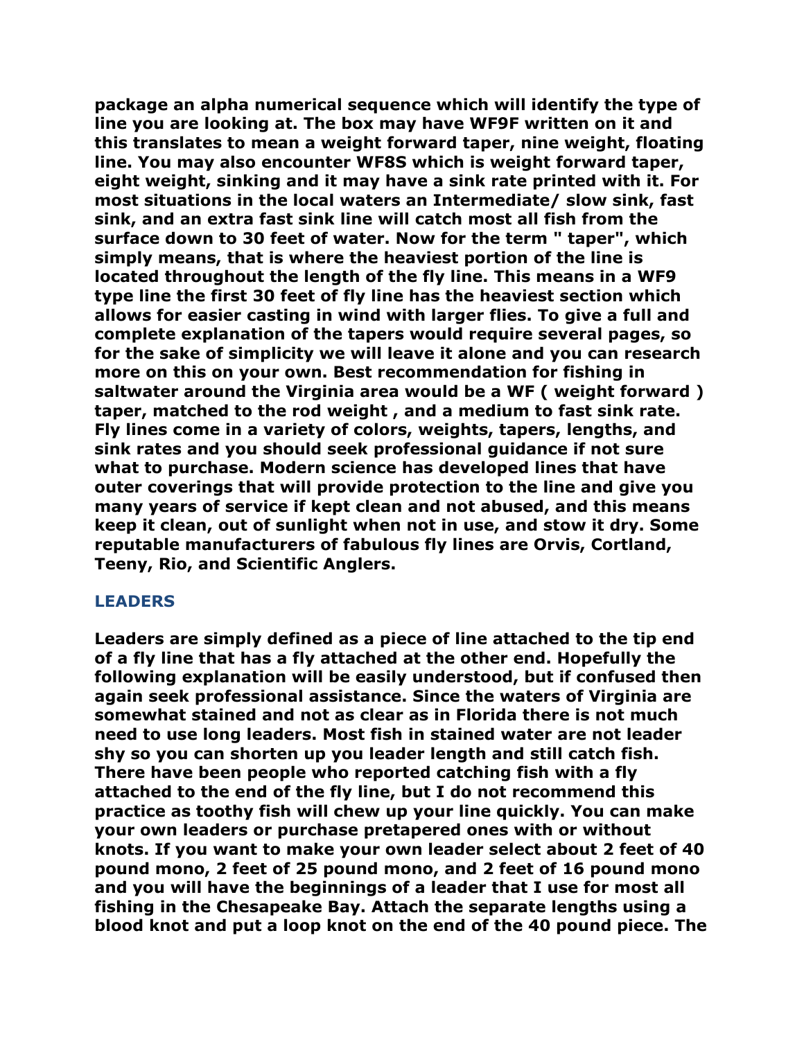**package an alpha numerical sequence which will identify the type of line you are looking at. The box may have WF9F written on it and this translates to mean a weight forward taper, nine weight, floating line. You may also encounter WF8S which is weight forward taper, eight weight, sinking and it may have a sink rate printed with it. For most situations in the local waters an Intermediate/ slow sink, fast sink, and an extra fast sink line will catch most all fish from the surface down to 30 feet of water. Now for the term " taper", which simply means, that is where the heaviest portion of the line is located throughout the length of the fly line. This means in a WF9 type line the first 30 feet of fly line has the heaviest section which allows for easier casting in wind with larger flies. To give a full and complete explanation of the tapers would require several pages, so for the sake of simplicity we will leave it alone and you can research more on this on your own. Best recommendation for fishing in saltwater around the Virginia area would be a WF ( weight forward ) taper, matched to the rod weight , and a medium to fast sink rate. Fly lines come in a variety of colors, weights, tapers, lengths, and sink rates and you should seek professional guidance if not sure what to purchase. Modern science has developed lines that have outer coverings that will provide protection to the line and give you many years of service if kept clean and not abused, and this means keep it clean, out of sunlight when not in use, and stow it dry. Some reputable manufacturers of fabulous fly lines are Orvis, Cortland, Teeny, Rio, and Scientific Anglers.**

## LEADERS

**Leaders are simply defined as a piece of line attached to the tip end of a fly line that has a fly attached at the other end. Hopefully the following explanation will be easily understood, but if confused then again seek professional assistance. Since the waters of Virginia are somewhat stained and not as clear as in Florida there is not much need to use long leaders. Most fish in stained water are not leader shy so you can shorten up you leader length and still catch fish. There have been people who reported catching fish with a fly attached to the end of the fly line, but I do not recommend this practice as toothy fish will chew up your line quickly. You can make your own leaders or purchase pretapered ones with or without knots. If you want to make your own leader select about 2 feet of 40 pound mono, 2 feet of 25 pound mono, and 2 feet of 16 pound mono and you will have the beginnings of a leader that I use for most all fishing in the Chesapeake Bay. Attach the separate lengths using a blood knot and put a loop knot on the end of the 40 pound piece. The**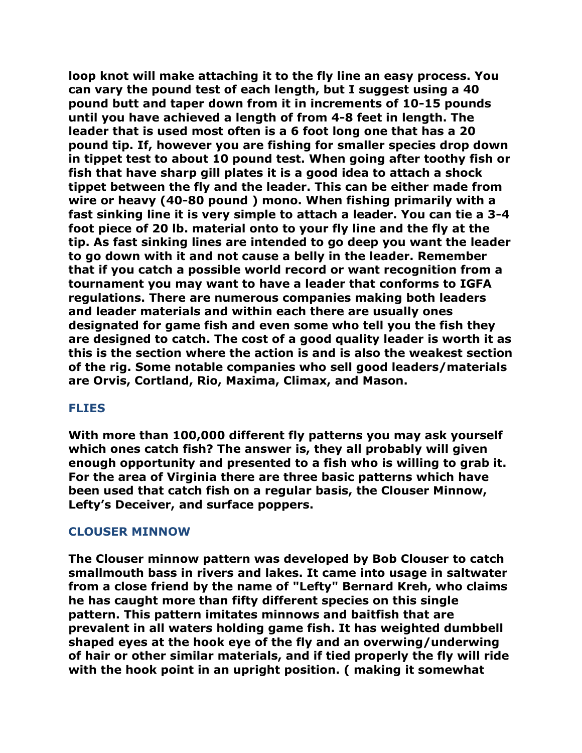**loop knot will make attaching it to the fly line an easy process. You can vary the pound test of each length, but I suggest using a 40 pound butt and taper down from it in increments of 10-15 pounds until you have achieved a length of from 4-8 feet in length. The leader that is used most often is a 6 foot long one that has a 20 pound tip. If, however you are fishing for smaller species drop down in tippet test to about 10 pound test. When going after toothy fish or fish that have sharp gill plates it is a good idea to attach a shock tippet between the fly and the leader. This can be either made from wire or heavy (40-80 pound ) mono. When fishing primarily with a fast sinking line it is very simple to attach a leader. You can tie a 3-4 foot piece of 20 lb. material onto to your fly line and the fly at the tip. As fast sinking lines are intended to go deep you want the leader to go down with it and not cause a belly in the leader. Remember that if you catch a possible world record or want recognition from a tournament you may want to have a leader that conforms to IGFA regulations. There are numerous companies making both leaders and leader materials and within each there are usually ones designated for game fish and even some who tell you the fish they are designed to catch. The cost of a good quality leader is worth it as this is the section where the action is and is also the weakest section of the rig. Some notable companies who sell good leaders/materials are Orvis, Cortland, Rio, Maxima, Climax, and Mason.**

## FLIES

**With more than 100,000 different fly patterns you may ask yourself which ones catch fish? The answer is, they all probably will given enough opportunity and presented to a fish who is willing to grab it. For the area of Virginia there are three basic patterns which have been used that catch fish on a regular basis, the Clouser Minnow, Lefty's Deceiver, and surface poppers.**

## CLOUSER MINNOW

**The Clouser minnow pattern was developed by Bob Clouser to catch smallmouth bass in rivers and lakes. It came into usage in saltwater from a close friend by the name of "Lefty" Bernard Kreh, who claims he has caught more than fifty different species on this single pattern. This pattern imitates minnows and baitfish that are prevalent in all waters holding game fish. It has weighted dumbbell shaped eyes at the hook eye of the fly and an overwing/underwing of hair or other similar materials, and if tied properly the fly will ride with the hook point in an upright position. ( making it somewhat**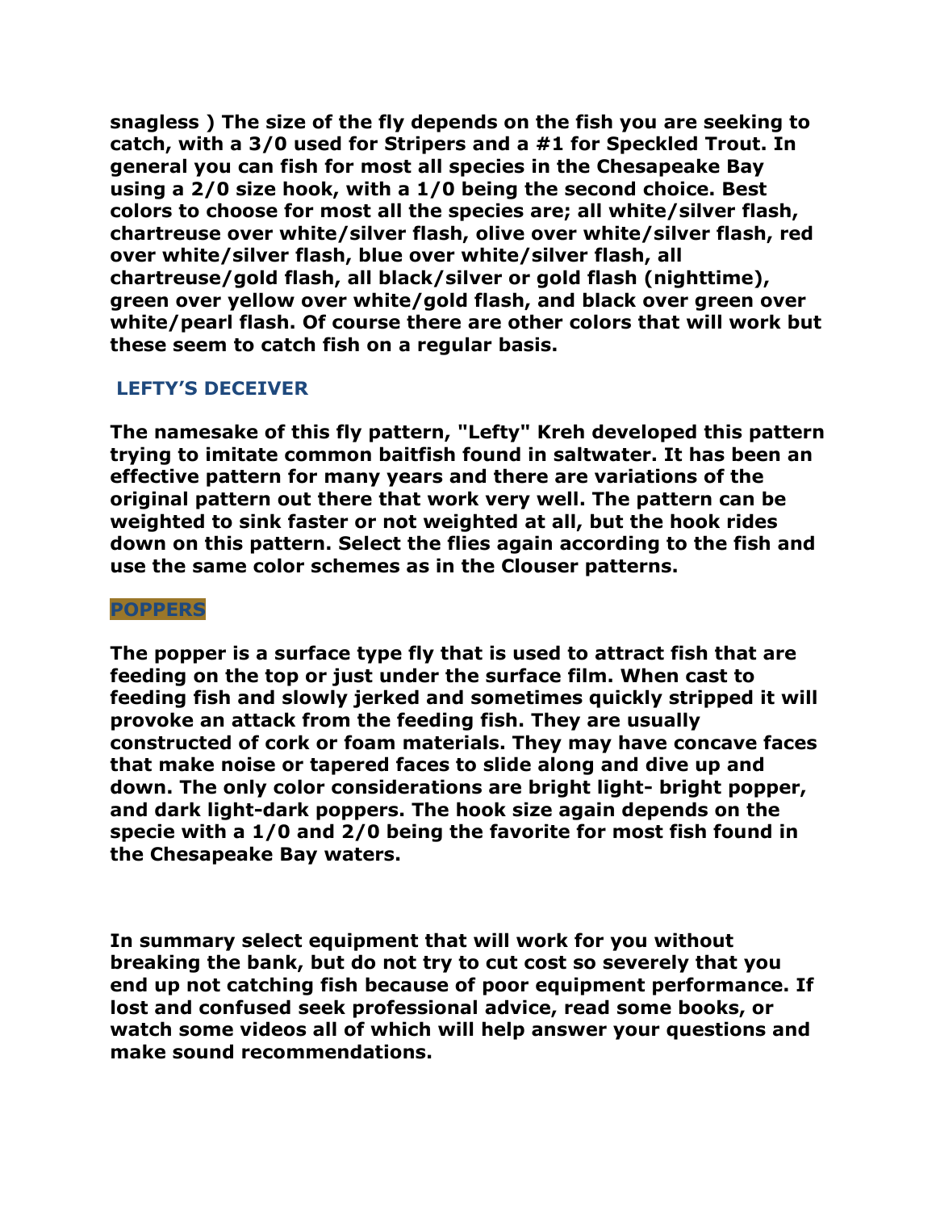**snagless ) The size of the fly depends on the fish you are seeking to catch, with a 3/0 used for Stripers and a #1 for Speckled Trout. In general you can fish for most all species in the Chesapeake Bay using a 2/0 size hook, with a 1/0 being the second choice. Best colors to choose for most all the species are; all white/silver flash, chartreuse over white/silver flash, olive over white/silver flash, red over white/silver flash, blue over white/silver flash, all chartreuse/gold flash, all black/silver or gold flash (nighttime), green over yellow over white/gold flash, and black over green over white/pearl flash. Of course there are other colors that will work but these seem to catch fish on a regular basis.**

## LEFTY'S DECEIVER

**The namesake of this fly pattern, "Lefty" Kreh developed this pattern trying to imitate common baitfish found in saltwater. It has been an effective pattern for many years and there are variations of the original pattern out there that work very well. The pattern can be weighted to sink faster or not weighted at all, but the hook rides down on this pattern. Select the flies again according to the fish and use the same color schemes as in the Clouser patterns.**

## POPPERS

**The popper is a surface type fly that is used to attract fish that are feeding on the top or just under the surface film. When cast to feeding fish and slowly jerked and sometimes quickly stripped it will provoke an attack from the feeding fish. They are usually constructed of cork or foam materials. They may have concave faces that make noise or tapered faces to slide along and dive up and down. The only color considerations are bright light- bright popper, and dark light-dark poppers. The hook size again depends on the specie with a 1/0 and 2/0 being the favorite for most fish found in the Chesapeake Bay waters.**

**In summary select equipment that will work for you without breaking the bank, but do not try to cut cost so severely that you end up not catching fish because of poor equipment performance. If lost and confused seek professional advice, read some books, or watch some videos all of which will help answer your questions and make sound recommendations.**